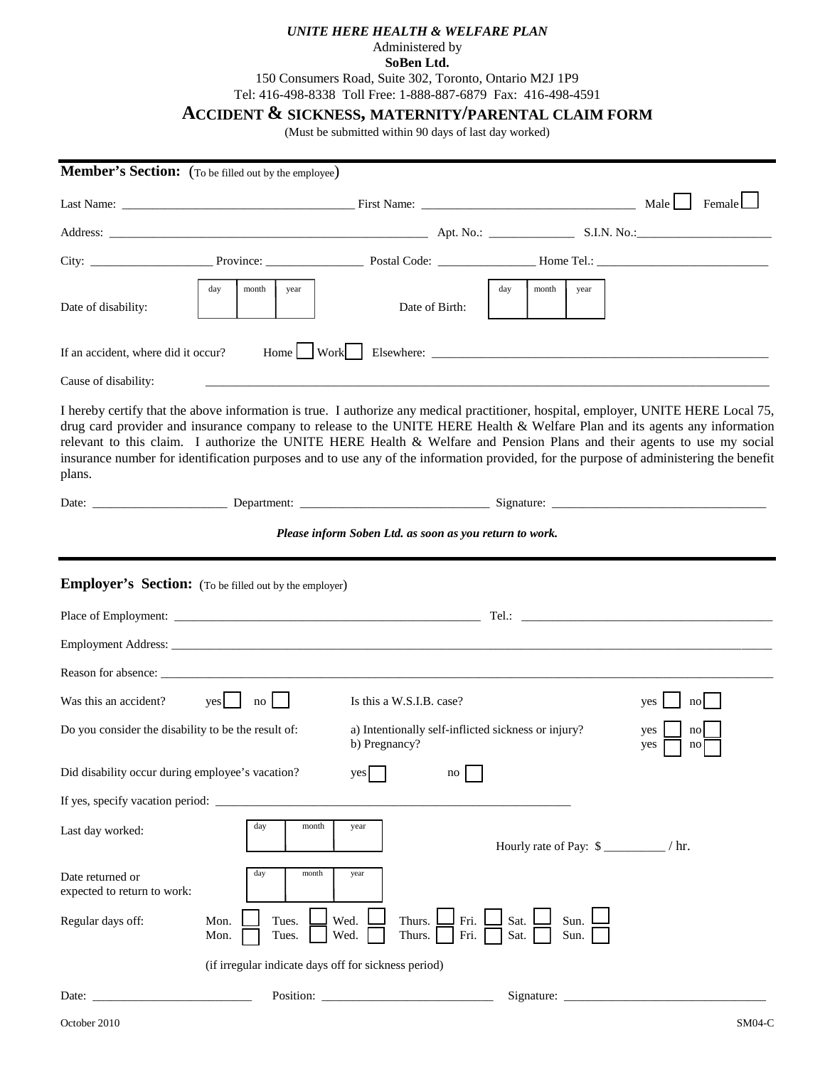*UNITE HERE HEALTH & WELFARE PLAN*

Administered by

**SoBen Ltd.**

150 Consumers Road, Suite 302, Toronto, Ontario M2J 1P9

Tel: 416-498-8338 Toll Free: 1-888-887-6879 Fax: 416-498-4591

# ACCIDENT & SICKNESS, MATERNITY/PARENTAL CLAIM FORM

(Must be submitted within 90 days of last day worked)

---

## Member's Section: (To be filled out by the employee)

Last Name: ____________________ First Name: ____________________ Male ☐ Female ☐

Address: ____________________ Apt. No.: __________ S.I.N. No.: ____________________

City: ______________ Province: ____________ Postal Code: ____________ Home Tel.: ____________________

Date of disability: | day | month | year | Date of Birth: | day | month | year |

If an accident, where did it occur? Home ☐ Work ☐ Elsewhere: ____________________

Cause of disability: ____________________

I hereby certify that the above information is true. I authorize any medical practitioner, hospital, employer, UNITE HERE Local 75, drug card provider and insurance company to release to the UNITE HERE Health & Welfare Plan and its agents any information relevant to this claim. I authorize the UNITE HERE Health & Welfare and Pension Plans and their agents to use my social insurance number for identification purposes and to use any of the information provided, for the purpose of administering the benefit plans.

Date: ______________ Department: ____________________ Signature: ____________________

***Please inform Soben Ltd. as soon as you return to work.***

---

## Employer's Section: (To be filled out by the employer)

Place of Employment: ____________________ Tel.: ____________________

Employment Address: ____________________

Reason for absence: ____________________

Was this an accident? yes ☐ no ☐ Is this a W.S.I.B. case? yes ☐ no ☐

Do you consider the disability to be the result of:
a) Intentionally self-inflicted sickness or injury? yes ☐ no ☐
b) Pregnancy? yes ☐ no ☐

Did disability occur during employee's vacation? yes ☐ no ☐

If yes, specify vacation period: ____________________

Last day worked: | day | month | year | Hourly rate of Pay: $ __________ / hr.

Date returned or expected to return to work: | day | month | year |

Regular days off:
Mon. ☐ Tues. ☐ Wed. ☐ Thurs. ☐ Fri. ☐ Sat. ☐ Sun. ☐
Mon. ☐ Tues. ☐ Wed. ☐ Thurs. ☐ Fri. ☐ Sat. ☐ Sun. ☐

(if irregular indicate days off for sickness period)

Date: ______________ Position: ____________________ Signature: ____________________

October 2010 SM04-C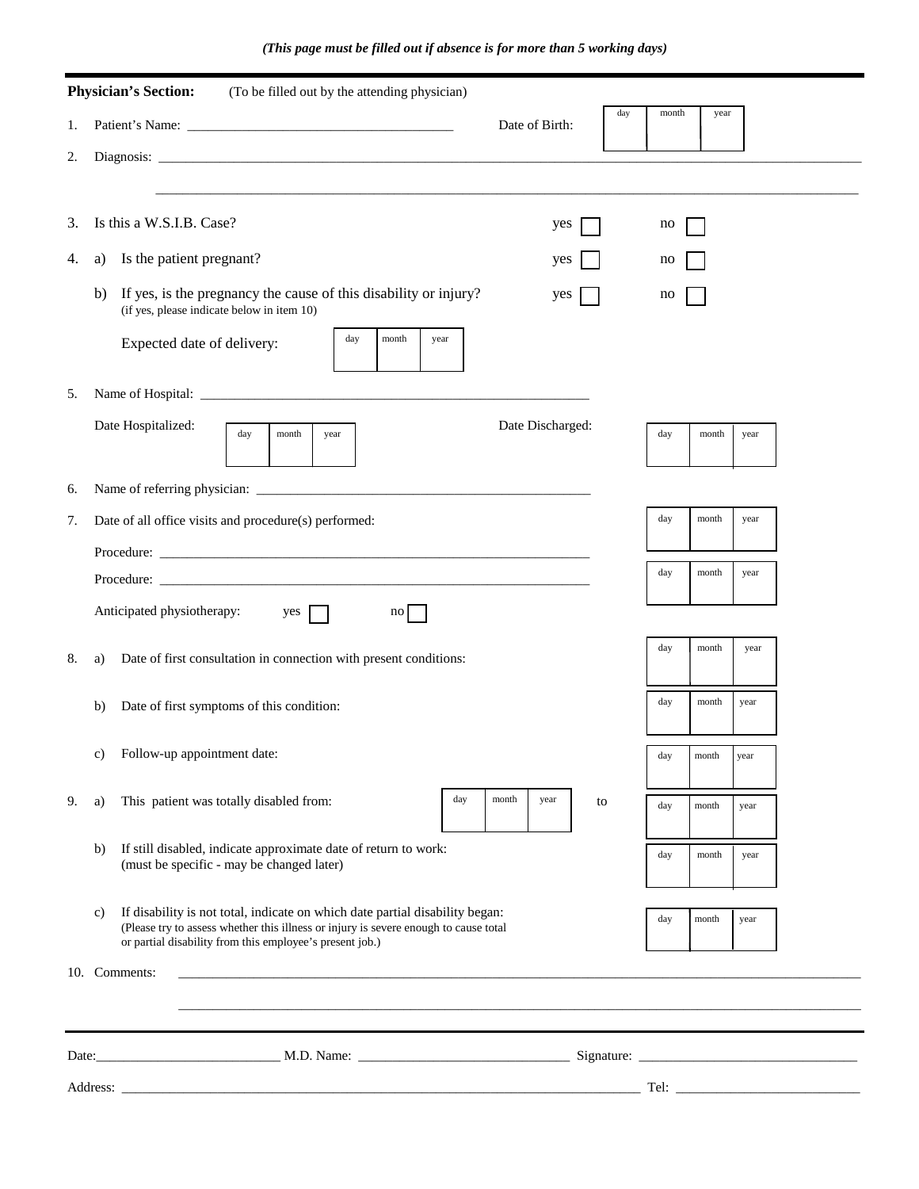*(This page must be filled out if absence is for more than 5 working days)*

**Physician's Section:** (To be filled out by the attending physician)

1. Patient's Name: ________________________________________ Date of Birth: | day | month | year |

2. Diagnosis: ____________________________________________________________________________________________

   ____________________________________________________________________________________________

3. Is this a W.S.I.B. Case? yes ☐ no ☐

4. a) Is the patient pregnant? yes ☐ no ☐

   b) If yes, is the pregnancy the cause of this disability or injury? yes ☐ no ☐
   (if yes, please indicate below in item 10)

   Expected date of delivery: | day | month | year |

5. Name of Hospital: ____________________________________________________________

   Date Hospitalized: | day | month | year | Date Discharged: | day | month | year |

6. Name of referring physician: __________________________________________________

7. Date of all office visits and procedure(s) performed: | day | month | year |

   Procedure: ________________________________________________________________

   Procedure: ________________________________________________________________ | day | month | year |

   Anticipated physiotherapy: yes ☐ no ☐

8. a) Date of first consultation in connection with present conditions: | day | month | year |

   b) Date of first symptoms of this condition: | day | month | year |

   c) Follow-up appointment date: | day | month | year |

9. a) This patient was totally disabled from: | day | month | year | to | day | month | year |

   b) If still disabled, indicate approximate date of return to work: | day | month | year |
   (must be specific - may be changed later)

   c) If disability is not total, indicate on which date partial disability began: | day | month | year |
   (Please try to assess whether this illness or injury is severe enough to cause total or partial disability from this employee's present job.)

10. Comments: ____________________________________________________________________________________________

    ____________________________________________________________________________________________

---

Date:___________________________ M.D. Name: _______________________________ Signature: ________________________________

Address: ________________________________________________________________________________ Tel: ___________________________